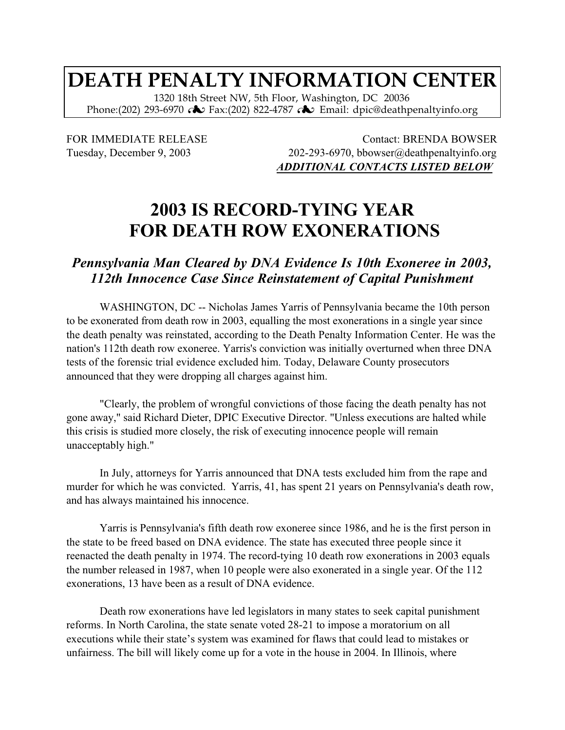# DEATH PENALTY INFORMATION CENTER

1320 18th Street NW, 5th Floor, Washington, DC 20036
Phone:(202) 293-6970 ☙ Fax:(202) 822-4787 ☙ Email: dpic@deathpenaltyinfo.org

FOR IMMEDIATE RELEASE
Tuesday, December 9, 2003

Contact: BRENDA BOWSER
202-293-6970, bbowser@deathpenaltyinfo.org
***ADDITIONAL CONTACTS LISTED BELOW***

## 2003 IS RECORD-TYING YEAR FOR DEATH ROW EXONERATIONS

### *Pennsylvania Man Cleared by DNA Evidence Is 10th Exoneree in 2003, 112th Innocence Case Since Reinstatement of Capital Punishment*

WASHINGTON, DC -- Nicholas James Yarris of Pennsylvania became the 10th person to be exonerated from death row in 2003, equalling the most exonerations in a single year since the death penalty was reinstated, according to the Death Penalty Information Center. He was the nation's 112th death row exoneree. Yarris's conviction was initially overturned when three DNA tests of the forensic trial evidence excluded him. Today, Delaware County prosecutors announced that they were dropping all charges against him.

"Clearly, the problem of wrongful convictions of those facing the death penalty has not gone away," said Richard Dieter, DPIC Executive Director. "Unless executions are halted while this crisis is studied more closely, the risk of executing innocence people will remain unacceptably high."

In July, attorneys for Yarris announced that DNA tests excluded him from the rape and murder for which he was convicted. Yarris, 41, has spent 21 years on Pennsylvania's death row, and has always maintained his innocence.

Yarris is Pennsylvania's fifth death row exoneree since 1986, and he is the first person in the state to be freed based on DNA evidence. The state has executed three people since it reenacted the death penalty in 1974. The record-tying 10 death row exonerations in 2003 equals the number released in 1987, when 10 people were also exonerated in a single year. Of the 112 exonerations, 13 have been as a result of DNA evidence.

Death row exonerations have led legislators in many states to seek capital punishment reforms. In North Carolina, the state senate voted 28-21 to impose a moratorium on all executions while their state's system was examined for flaws that could lead to mistakes or unfairness. The bill will likely come up for a vote in the house in 2004. In Illinois, where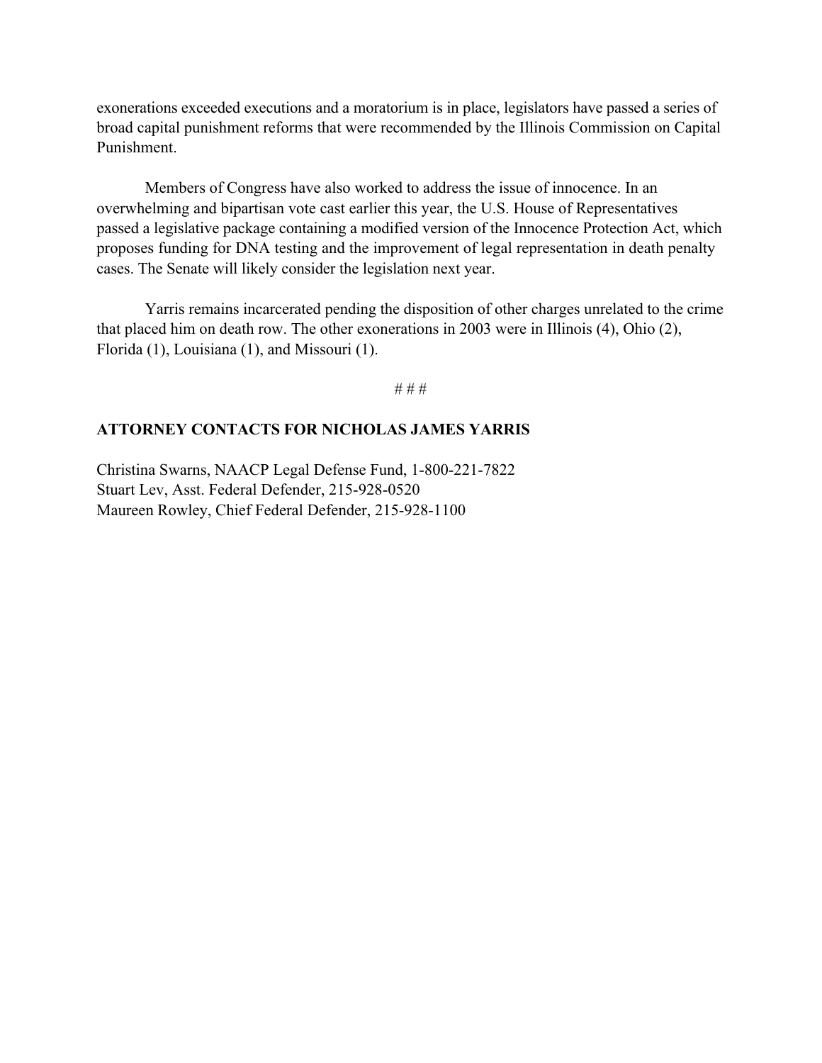exonerations exceeded executions and a moratorium is in place, legislators have passed a series of broad capital punishment reforms that were recommended by the Illinois Commission on Capital Punishment.

Members of Congress have also worked to address the issue of innocence. In an overwhelming and bipartisan vote cast earlier this year, the U.S. House of Representatives passed a legislative package containing a modified version of the Innocence Protection Act, which proposes funding for DNA testing and the improvement of legal representation in death penalty cases. The Senate will likely consider the legislation next year.

Yarris remains incarcerated pending the disposition of other charges unrelated to the crime that placed him on death row. The other exonerations in 2003 were in Illinois (4), Ohio (2), Florida (1), Louisiana (1), and Missouri (1).

# # #

**ATTORNEY CONTACTS FOR NICHOLAS JAMES YARRIS**

Christina Swarns, NAACP Legal Defense Fund, 1-800-221-7822
Stuart Lev, Asst. Federal Defender, 215-928-0520
Maureen Rowley, Chief Federal Defender, 215-928-1100